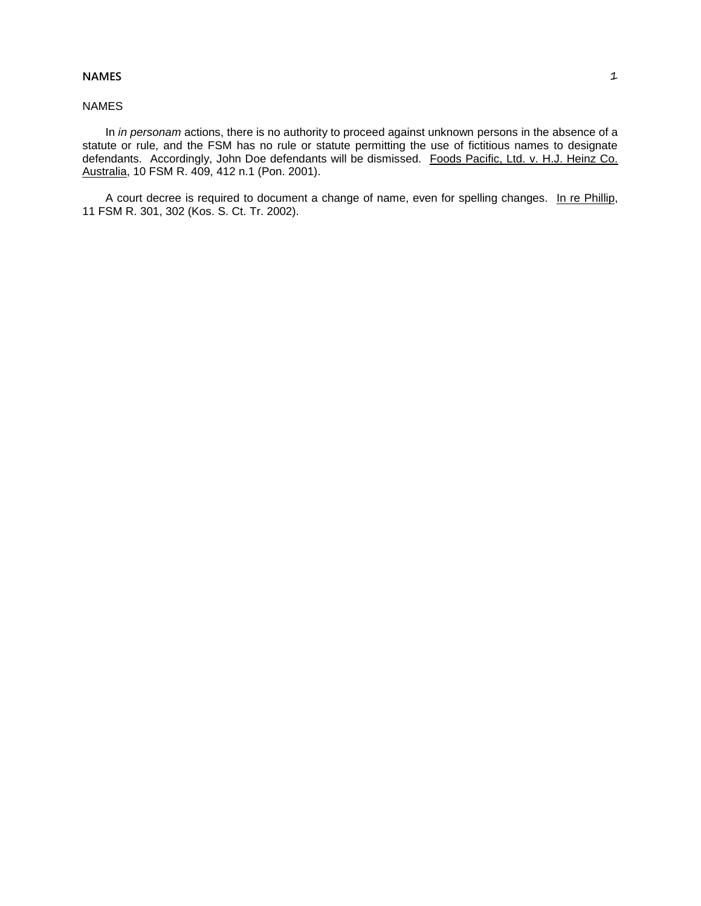# NAMES

In *in personam* actions, there is no authority to proceed against unknown persons in the absence of a statute or rule, and the FSM has no rule or statute permitting the use of fictitious names to designate defendants. Accordingly, John Doe defendants will be dismissed. Foods Pacific, Ltd. v. H.J. Heinz Co. Australia, 10 FSM R. 409, 412 n.1 (Pon. 2001).

A court decree is required to document a change of name, even for spelling changes. In re Phillip, 11 FSM R. 301, 302 (Kos. S. Ct. Tr. 2002).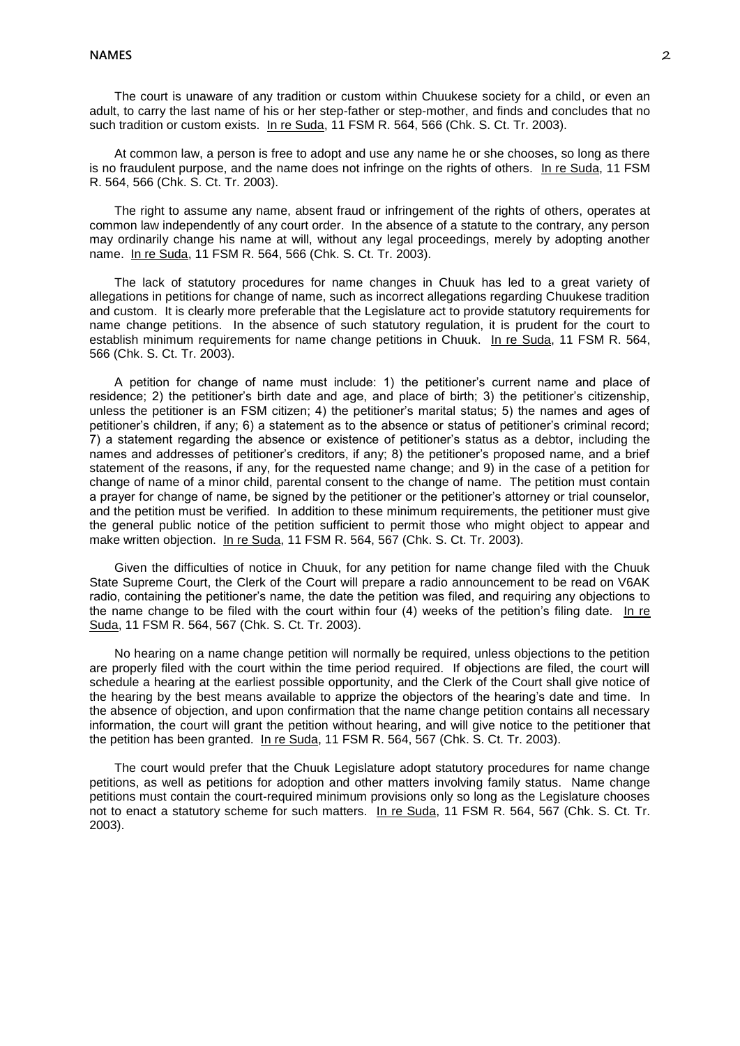The court is unaware of any tradition or custom within Chuukese society for a child, or even an adult, to carry the last name of his or her step-father or step-mother, and finds and concludes that no such tradition or custom exists. In re Suda, 11 FSM R. 564, 566 (Chk. S. Ct. Tr. 2003).

At common law, a person is free to adopt and use any name he or she chooses, so long as there is no fraudulent purpose, and the name does not infringe on the rights of others. In re Suda, 11 FSM R. 564, 566 (Chk. S. Ct. Tr. 2003).

The right to assume any name, absent fraud or infringement of the rights of others, operates at common law independently of any court order. In the absence of a statute to the contrary, any person may ordinarily change his name at will, without any legal proceedings, merely by adopting another name. In re Suda, 11 FSM R. 564, 566 (Chk. S. Ct. Tr. 2003).

The lack of statutory procedures for name changes in Chuuk has led to a great variety of allegations in petitions for change of name, such as incorrect allegations regarding Chuukese tradition and custom. It is clearly more preferable that the Legislature act to provide statutory requirements for name change petitions. In the absence of such statutory regulation, it is prudent for the court to establish minimum requirements for name change petitions in Chuuk. In re Suda, 11 FSM R. 564, 566 (Chk. S. Ct. Tr. 2003).

A petition for change of name must include: 1) the petitioner's current name and place of residence; 2) the petitioner's birth date and age, and place of birth; 3) the petitioner's citizenship, unless the petitioner is an FSM citizen; 4) the petitioner's marital status; 5) the names and ages of petitioner's children, if any; 6) a statement as to the absence or status of petitioner's criminal record; 7) a statement regarding the absence or existence of petitioner's status as a debtor, including the names and addresses of petitioner's creditors, if any; 8) the petitioner's proposed name, and a brief statement of the reasons, if any, for the requested name change; and 9) in the case of a petition for change of name of a minor child, parental consent to the change of name. The petition must contain a prayer for change of name, be signed by the petitioner or the petitioner's attorney or trial counselor, and the petition must be verified. In addition to these minimum requirements, the petitioner must give the general public notice of the petition sufficient to permit those who might object to appear and make written objection. In re Suda, 11 FSM R. 564, 567 (Chk. S. Ct. Tr. 2003).

Given the difficulties of notice in Chuuk, for any petition for name change filed with the Chuuk State Supreme Court, the Clerk of the Court will prepare a radio announcement to be read on V6AK radio, containing the petitioner's name, the date the petition was filed, and requiring any objections to the name change to be filed with the court within four (4) weeks of the petition's filing date. In re Suda, 11 FSM R. 564, 567 (Chk. S. Ct. Tr. 2003).

No hearing on a name change petition will normally be required, unless objections to the petition are properly filed with the court within the time period required. If objections are filed, the court will schedule a hearing at the earliest possible opportunity, and the Clerk of the Court shall give notice of the hearing by the best means available to apprize the objectors of the hearing's date and time. In the absence of objection, and upon confirmation that the name change petition contains all necessary information, the court will grant the petition without hearing, and will give notice to the petitioner that the petition has been granted. In re Suda, 11 FSM R. 564, 567 (Chk. S. Ct. Tr. 2003).

The court would prefer that the Chuuk Legislature adopt statutory procedures for name change petitions, as well as petitions for adoption and other matters involving family status. Name change petitions must contain the court-required minimum provisions only so long as the Legislature chooses not to enact a statutory scheme for such matters. In re Suda, 11 FSM R. 564, 567 (Chk. S. Ct. Tr. 2003).